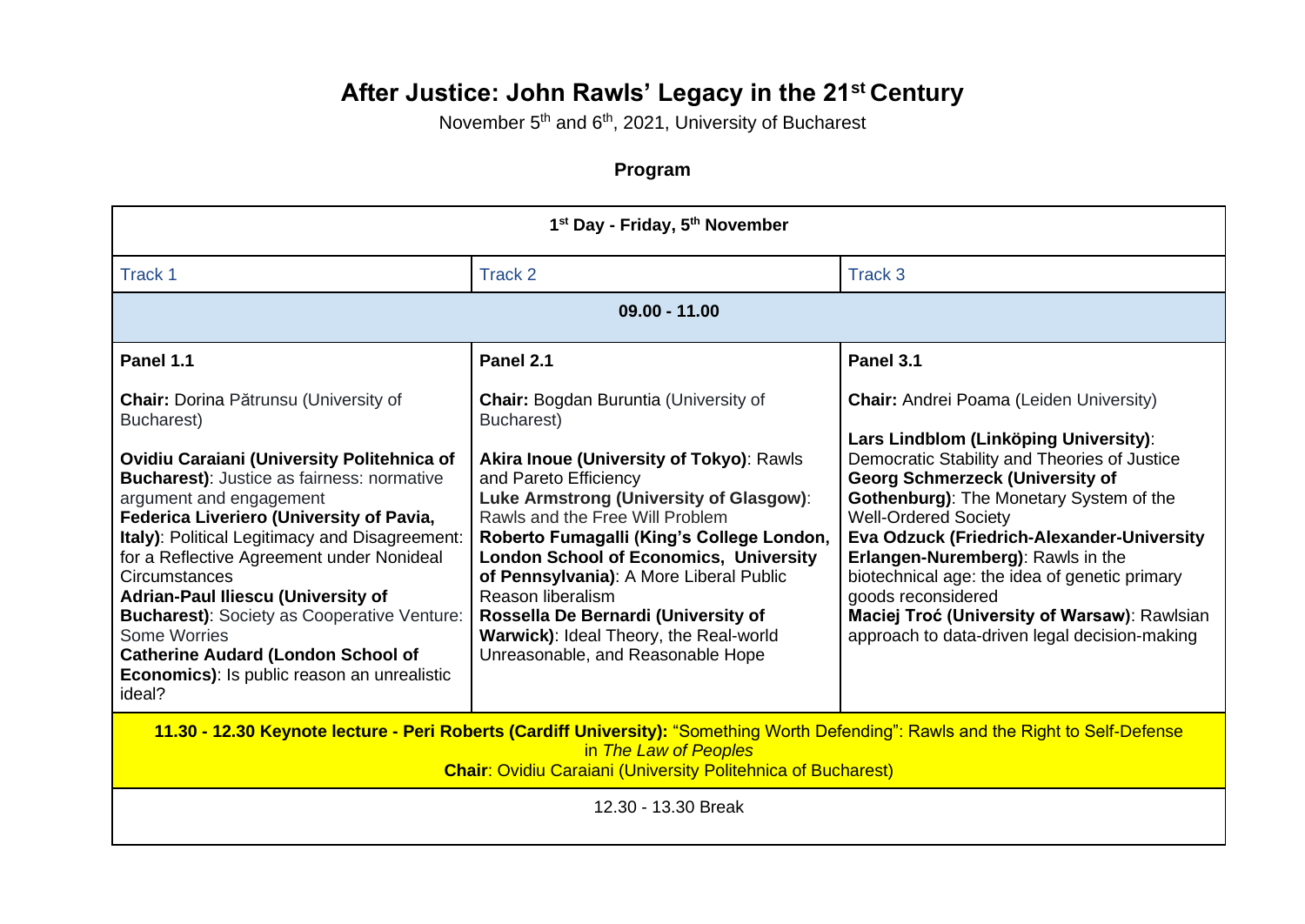# After Justice: John Rawls' Legacy in the 21st Century

November 5th and 6th, 2021, University of Bucharest

## Program

| 1st Day - Friday, 5th November | | |
|---|---|---|
| Track 1 | Track 2 | Track 3 |
| **09.00 - 11.00** | | |
| **Panel 1.1**<br><br>**Chair:** Dorina Pătrunsu (University of Bucharest)<br><br>**Ovidiu Caraiani (University Politehnica of Bucharest)**: Justice as fairness: normative argument and engagement<br>**Federica Liveriero (University of Pavia, Italy)**: Political Legitimacy and Disagreement: for a Reflective Agreement under Nonideal Circumstances<br>**Adrian-Paul Iliescu (University of Bucharest)**: Society as Cooperative Venture: Some Worries<br>**Catherine Audard (London School of Economics)**: Is public reason an unrealistic ideal? | **Panel 2.1**<br><br>**Chair:** Bogdan Buruntia (University of Bucharest)<br><br>**Akira Inoue (University of Tokyo)**: Rawls and Pareto Efficiency<br>**Luke Armstrong (University of Glasgow)**: Rawls and the Free Will Problem<br>**Roberto Fumagalli (King's College London, London School of Economics, University of Pennsylvania)**: A More Liberal Public Reason liberalism<br>**Rossella De Bernardi (University of Warwick)**: Ideal Theory, the Real-world Unreasonable, and Reasonable Hope | **Panel 3.1**<br><br>**Chair:** Andrei Poama (Leiden University)<br><br>**Lars Lindblom (Linköping University)**: Democratic Stability and Theories of Justice<br>**Georg Schmerzeck (University of Gothenburg)**: The Monetary System of the Well-Ordered Society<br>**Eva Odzuck (Friedrich-Alexander-University Erlangen-Nuremberg)**: Rawls in the biotechnical age: the idea of genetic primary goods reconsidered<br>**Maciej Troć (University of Warsaw)**: Rawlsian approach to data-driven legal decision-making |
| **11.30 - 12.30 Keynote lecture - Peri Roberts (Cardiff University):** "Something Worth Defending": Rawls and the Right to Self-Defense in *The Law of Peoples*<br>**Chair**: Ovidiu Caraiani (University Politehnica of Bucharest) | | |
| 12.30 - 13.30 Break | | |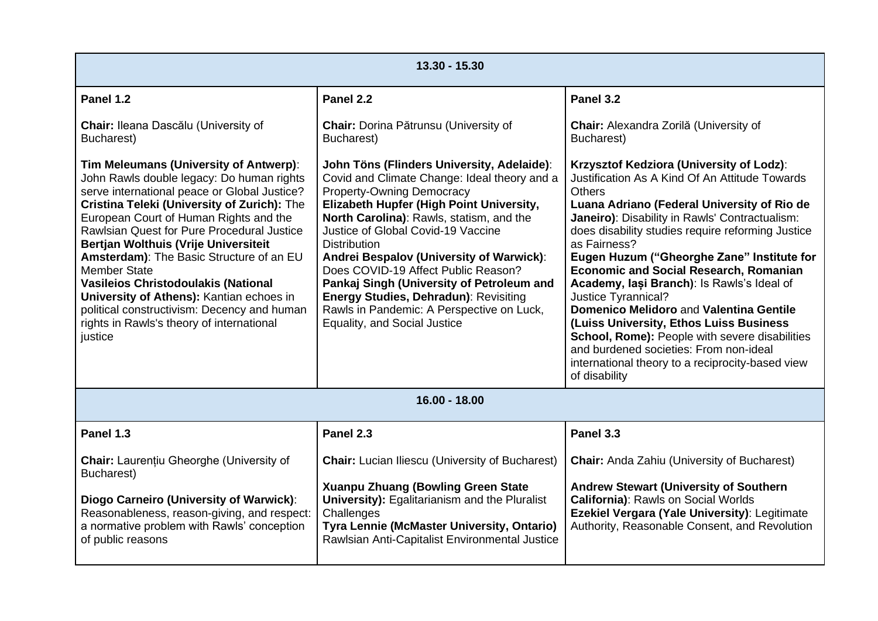| 13.30 - 15.30 | | |
|---|---|---|
| **Panel 1.2**<br><br>**Chair:** Ileana Dascălu (University of Bucharest)<br><br>**Tim Meleumans (University of Antwerp)**: John Rawls double legacy: Do human rights serve international peace or Global Justice?<br>**Cristina Teleki (University of Zurich):** The European Court of Human Rights and the Rawlsian Quest for Pure Procedural Justice<br>**Bertjan Wolthuis (Vrije Universiteit Amsterdam)**: The Basic Structure of an EU Member State<br>**Vasileios Christodoulakis (National University of Athens):** Kantian echoes in political constructivism: Decency and human rights in Rawls's theory of international justice | **Panel 2.2**<br><br>**Chair:** Dorina Pătrunsu (University of Bucharest)<br><br>**John Töns (Flinders University, Adelaide)**: Covid and Climate Change: Ideal theory and a Property-Owning Democracy<br>**Elizabeth Hupfer (High Point University, North Carolina)**: Rawls, statism, and the Justice of Global Covid-19 Vaccine Distribution<br>**Andrei Bespalov (University of Warwick)**: Does COVID-19 Affect Public Reason?<br>**Pankaj Singh (University of Petroleum and Energy Studies, Dehradun)**: Revisiting Rawls in Pandemic: A Perspective on Luck, Equality, and Social Justice | **Panel 3.2**<br><br>**Chair:** Alexandra Zorilă (University of Bucharest)<br><br>**Krzysztof Kedziora (University of Lodz)**: Justification As A Kind Of An Attitude Towards Others<br>**Luana Adriano (Federal University of Rio de Janeiro)**: Disability in Rawls' Contractualism: does disability studies require reforming Justice as Fairness?<br>**Eugen Huzum ("Gheorghe Zane" Institute for Economic and Social Research, Romanian Academy, Iași Branch)**: Is Rawls's Ideal of Justice Tyrannical?<br>**Domenico Melidoro** and **Valentina Gentile (Luiss University, Ethos Luiss Business School, Rome):** People with severe disabilities and burdened societies: From non-ideal international theory to a reciprocity-based view of disability |
| **16.00 - 18.00** | | |
| **Panel 1.3**<br><br>**Chair:** Laurențiu Gheorghe (University of Bucharest)<br><br>**Diogo Carneiro (University of Warwick)**: Reasonableness, reason-giving, and respect: a normative problem with Rawls' conception of public reasons | **Panel 2.3**<br><br>**Chair:** Lucian Iliescu (University of Bucharest)<br><br>**Xuanpu Zhuang (Bowling Green State University):** Egalitarianism and the Pluralist Challenges<br>**Tyra Lennie (McMaster University, Ontario)** Rawlsian Anti-Capitalist Environmental Justice | **Panel 3.3**<br><br>**Chair:** Anda Zahiu (University of Bucharest)<br><br>**Andrew Stewart (University of Southern California)**: Rawls on Social Worlds<br>**Ezekiel Vergara (Yale University)**: Legitimate Authority, Reasonable Consent, and Revolution |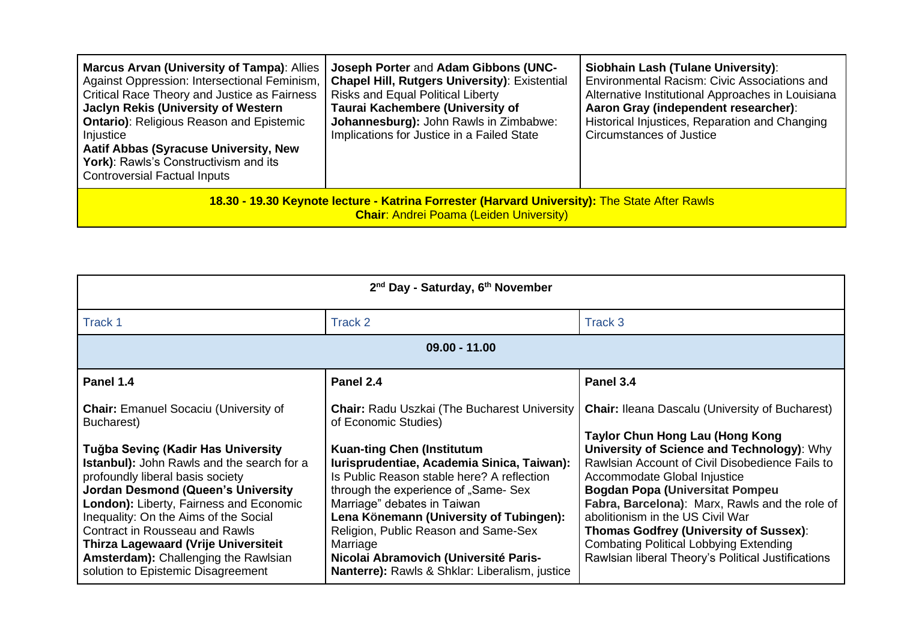| | | |
|---|---|---|
| **Marcus Arvan (University of Tampa)**: Allies Against Oppression: Intersectional Feminism, Critical Race Theory and Justice as Fairness<br>**Jaclyn Rekis (University of Western Ontario)**: Religious Reason and Epistemic Injustice<br>**Aatif Abbas (Syracuse University, New York)**: Rawls's Constructivism and its Controversial Factual Inputs | **Joseph Porter** and **Adam Gibbons (UNC-Chapel Hill, Rutgers University)**: Existential Risks and Equal Political Liberty<br>**Taurai Kachembere (University of Johannesburg):** John Rawls in Zimbabwe: Implications for Justice in a Failed State | **Siobhain Lash (Tulane University)**: Environmental Racism: Civic Associations and Alternative Institutional Approaches in Louisiana<br>**Aaron Gray (independent researcher)**: Historical Injustices, Reparation and Changing Circumstances of Justice |
| **18.30 - 19.30 Keynote lecture - Katrina Forrester (Harvard University):** The State After Rawls<br>**Chair**: Andrei Poama (Leiden University) | | |

| **2nd Day - Saturday, 6th November** | | |
|---|---|---|
| Track 1 | Track 2 | Track 3 |
| **09.00 - 11.00** | | |
| **Panel 1.4**<br><br>**Chair:** Emanuel Socaciu (University of Bucharest)<br><br>**Tuğba Sevinç (Kadir Has University Istanbul):** John Rawls and the search for a profoundly liberal basis society<br>**Jordan Desmond (Queen's University London):** Liberty, Fairness and Economic Inequality: On the Aims of the Social Contract in Rousseau and Rawls<br>**Thirza Lagewaard (Vrije Universiteit Amsterdam):** Challenging the Rawlsian solution to Epistemic Disagreement | **Panel 2.4**<br><br>**Chair:** Radu Uszkai (The Bucharest University of Economic Studies)<br><br>**Kuan-ting Chen (Institutum Iurisprudentiae, Academia Sinica, Taiwan):** Is Public Reason stable here? A reflection through the experience of „Same- Sex Marriage" debates in Taiwan<br>**Lena Könemann (University of Tubingen):** Religion, Public Reason and Same-Sex Marriage<br>**Nicolai Abramovich (Université Paris-Nanterre):** Rawls & Shklar: Liberalism, justice | **Panel 3.4**<br><br>**Chair:** Ileana Dascalu (University of Bucharest)<br><br>**Taylor Chun Hong Lau (Hong Kong University of Science and Technology)**: Why Rawlsian Account of Civil Disobedience Fails to Accommodate Global Injustice<br>**Bogdan Popa (Universitat Pompeu Fabra, Barcelona)**: Marx, Rawls and the role of abolitionism in the US Civil War<br>**Thomas Godfrey (University of Sussex)**: Combating Political Lobbying Extending Rawlsian liberal Theory's Political Justifications |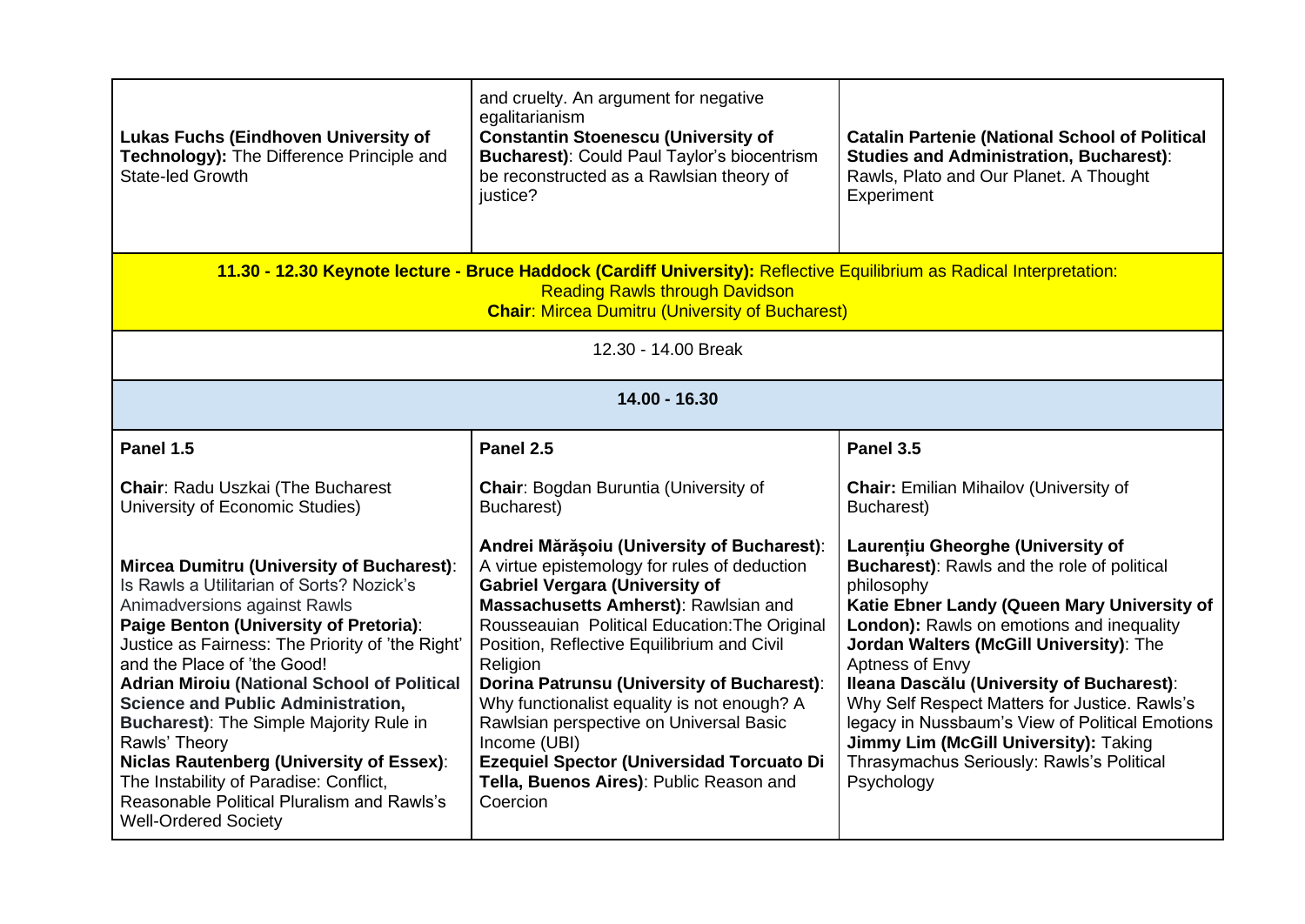| | | |
|---|---|---|
| **Lukas Fuchs (Eindhoven University of Technology):** The Difference Principle and State-led Growth | and cruelty. An argument for negative egalitarianism<br>**Constantin Stoenescu (University of Bucharest)**: Could Paul Taylor's biocentrism be reconstructed as a Rawlsian theory of justice? | **Catalin Partenie (National School of Political Studies and Administration, Bucharest)**: Rawls, Plato and Our Planet. A Thought Experiment |
| **11.30 - 12.30 Keynote lecture - Bruce Haddock (Cardiff University):** Reflective Equilibrium as Radical Interpretation: Reading Rawls through Davidson<br>**Chair**: Mircea Dumitru (University of Bucharest) | | |
| 12.30 - 14.00 Break | | |
| **14.00 - 16.30** | | |
| **Panel 1.5** | **Panel 2.5** | **Panel 3.5** |
| **Chair**: Radu Uszkai (The Bucharest University of Economic Studies)<br><br>**Mircea Dumitru (University of Bucharest)**: Is Rawls a Utilitarian of Sorts? Nozick's Animadversions against Rawls<br>**Paige Benton (University of Pretoria)**: Justice as Fairness: The Priority of 'the Right' and the Place of 'the Good!<br>**Adrian Miroiu (National School of Political Science and Public Administration, Bucharest)**: The Simple Majority Rule in Rawls' Theory<br>**Niclas Rautenberg (University of Essex)**: The Instability of Paradise: Conflict, Reasonable Political Pluralism and Rawls's Well-Ordered Society | **Chair**: Bogdan Buruntia (University of Bucharest)<br><br>**Andrei Mărășoiu (University of Bucharest)**: A virtue epistemology for rules of deduction<br>**Gabriel Vergara (University of Massachusetts Amherst)**: Rawlsian and Rousseauian Political Education:The Original Position, Reflective Equilibrium and Civil Religion<br>**Dorina Patrunsu (University of Bucharest)**: Why functionalist equality is not enough? A Rawlsian perspective on Universal Basic Income (UBI)<br>**Ezequiel Spector (Universidad Torcuato Di Tella, Buenos Aires)**: Public Reason and Coercion | **Chair:** Emilian Mihailov (University of Bucharest)<br><br>**Laurențiu Gheorghe (University of Bucharest)**: Rawls and the role of political philosophy<br>**Katie Ebner Landy (Queen Mary University of London):** Rawls on emotions and inequality<br>**Jordan Walters (McGill University)**: The Aptness of Envy<br>**Ileana Dascălu (University of Bucharest)**: Why Self Respect Matters for Justice. Rawls's legacy in Nussbaum's View of Political Emotions<br>**Jimmy Lim (McGill University):** Taking Thrasymachus Seriously: Rawls's Political Psychology |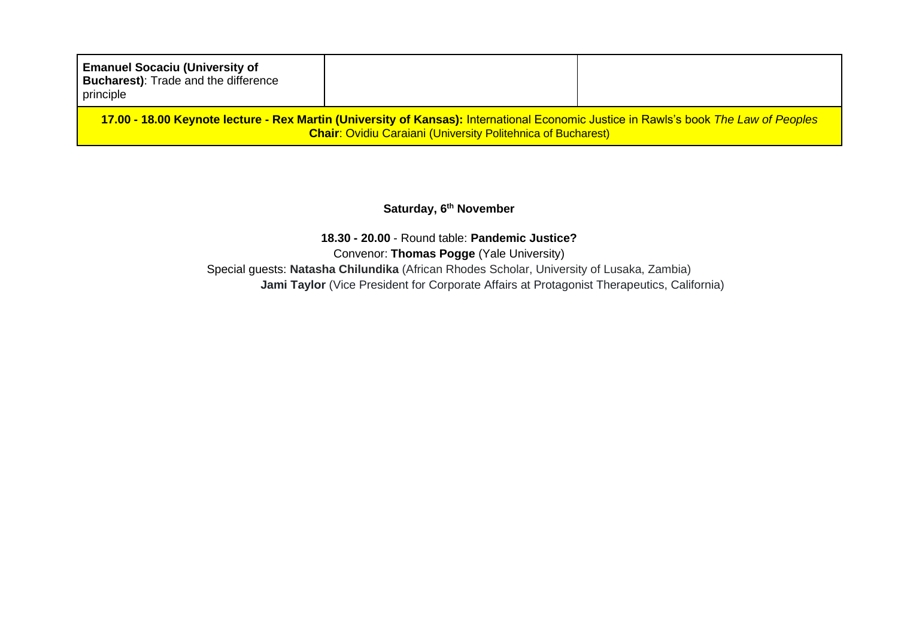| | | |
|---|---|---|
| **Emanuel Socaciu (University of Bucharest)**: Trade and the difference principle | | |
| **17.00 - 18.00 Keynote lecture - Rex Martin (University of Kansas):** International Economic Justice in Rawls's book *The Law of Peoples*<br>**Chair**: Ovidiu Caraiani (University Politehnica of Bucharest) | | |

**Saturday, 6th November**

**18.30 - 20.00** - Round table: **Pandemic Justice?**

Convenor: **Thomas Pogge** (Yale University)

Special guests: **Natasha Chilundika** (African Rhodes Scholar, University of Lusaka, Zambia)

**Jami Taylor** (Vice President for Corporate Affairs at Protagonist Therapeutics, California)